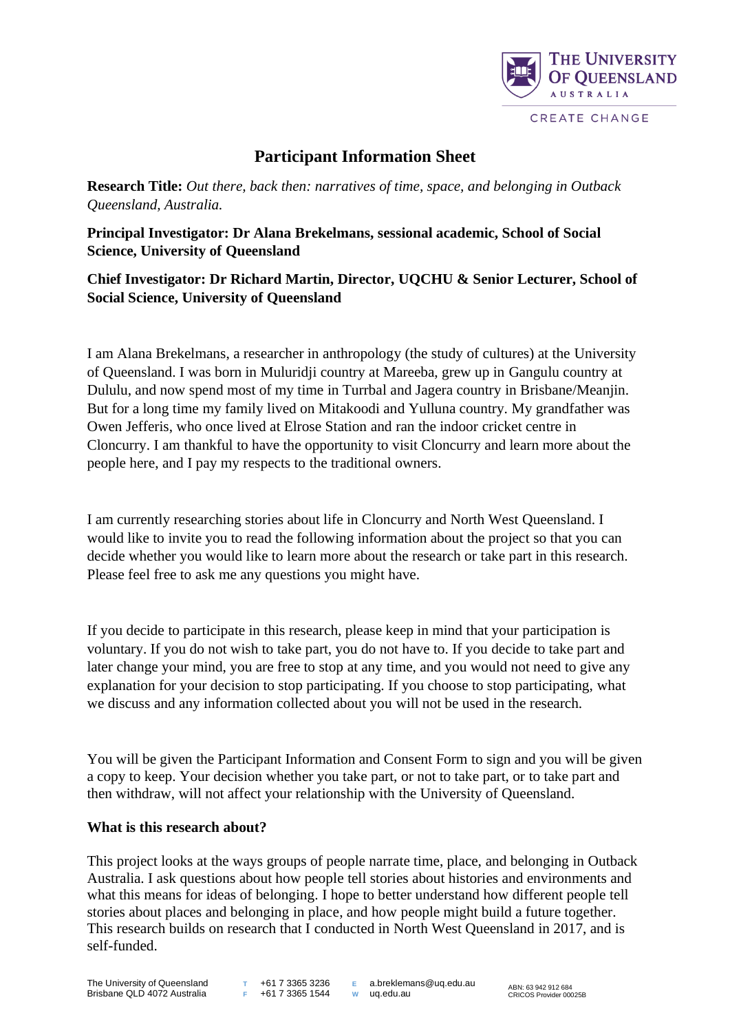# Participant Information Sheet

**Research Title:** *Out there, back then: narratives of time, space, and belonging in Outback Queensland, Australia.*

**Principal Investigator: Dr Alana Brekelmans, sessional academic, School of Social Science, University of Queensland**

**Chief Investigator: Dr Richard Martin, Director, UQCHU & Senior Lecturer, School of Social Science, University of Queensland**

I am Alana Brekelmans, a researcher in anthropology (the study of cultures) at the University of Queensland. I was born in Muluridji country at Mareeba, grew up in Gangulu country at Dululu, and now spend most of my time in Turrbal and Jagera country in Brisbane/Meanjin. But for a long time my family lived on Mitakoodi and Yulluna country. My grandfather was Owen Jefferis, who once lived at Elrose Station and ran the indoor cricket centre in Cloncurry. I am thankful to have the opportunity to visit Cloncurry and learn more about the people here, and I pay my respects to the traditional owners.

I am currently researching stories about life in Cloncurry and North West Queensland. I would like to invite you to read the following information about the project so that you can decide whether you would like to learn more about the research or take part in this research. Please feel free to ask me any questions you might have.

If you decide to participate in this research, please keep in mind that your participation is voluntary. If you do not wish to take part, you do not have to. If you decide to take part and later change your mind, you are free to stop at any time, and you would not need to give any explanation for your decision to stop participating. If you choose to stop participating, what we discuss and any information collected about you will not be used in the research.

You will be given the Participant Information and Consent Form to sign and you will be given a copy to keep. Your decision whether you take part, or not to take part, or to take part and then withdraw, will not affect your relationship with the University of Queensland.

**What is this research about?**

This project looks at the ways groups of people narrate time, place, and belonging in Outback Australia. I ask questions about how people tell stories about histories and environments and what this means for ideas of belonging. I hope to better understand how different people tell stories about places and belonging in place, and how people might build a future together. This research builds on research that I conducted in North West Queensland in 2017, and is self-funded.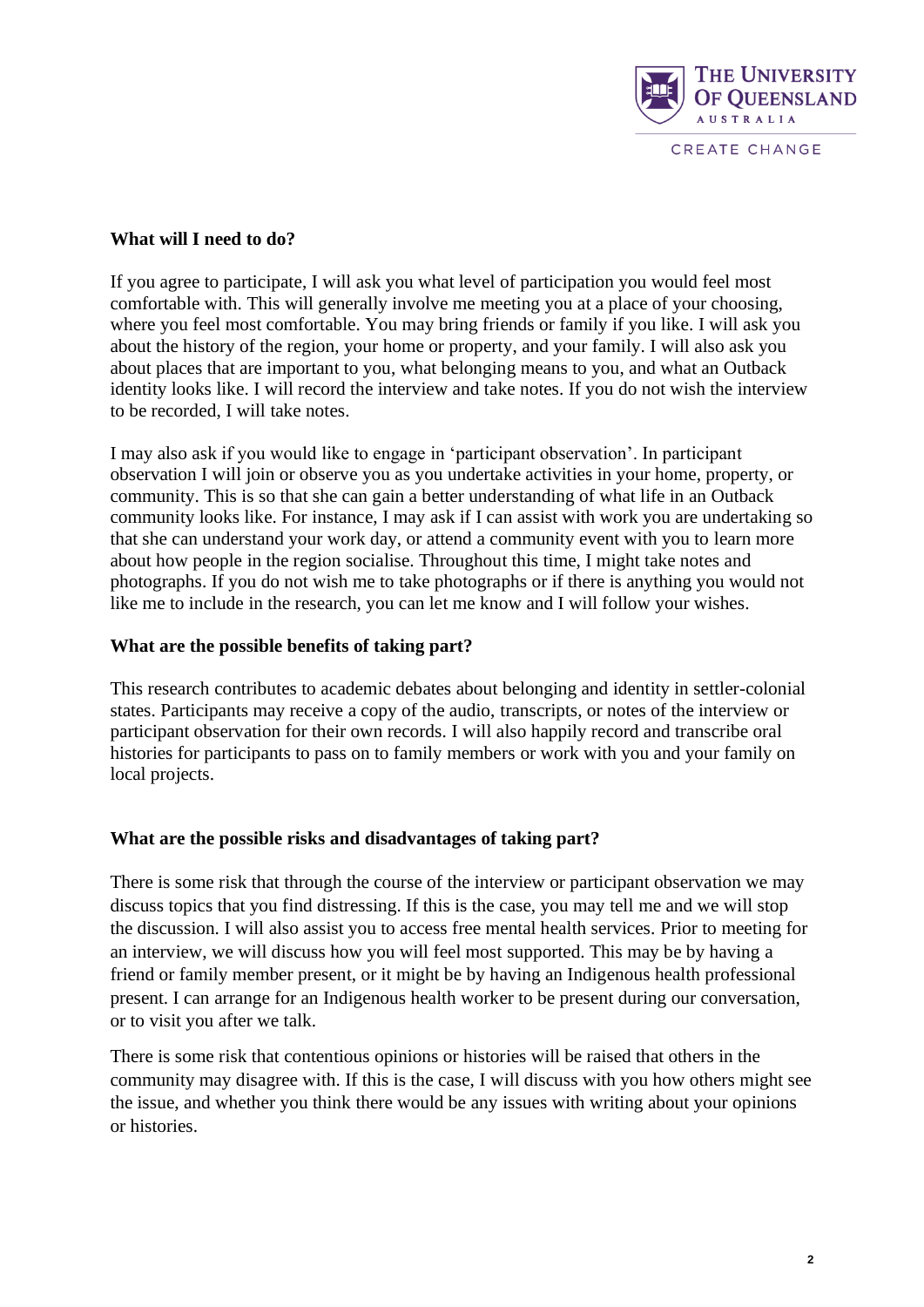**What will I need to do?**

If you agree to participate, I will ask you what level of participation you would feel most comfortable with. This will generally involve me meeting you at a place of your choosing, where you feel most comfortable. You may bring friends or family if you like. I will ask you about the history of the region, your home or property, and your family. I will also ask you about places that are important to you, what belonging means to you, and what an Outback identity looks like. I will record the interview and take notes. If you do not wish the interview to be recorded, I will take notes.

I may also ask if you would like to engage in 'participant observation'. In participant observation I will join or observe you as you undertake activities in your home, property, or community. This is so that she can gain a better understanding of what life in an Outback community looks like. For instance, I may ask if I can assist with work you are undertaking so that she can understand your work day, or attend a community event with you to learn more about how people in the region socialise. Throughout this time, I might take notes and photographs. If you do not wish me to take photographs or if there is anything you would not like me to include in the research, you can let me know and I will follow your wishes.

**What are the possible benefits of taking part?**

This research contributes to academic debates about belonging and identity in settler-colonial states. Participants may receive a copy of the audio, transcripts, or notes of the interview or participant observation for their own records. I will also happily record and transcribe oral histories for participants to pass on to family members or work with you and your family on local projects.

**What are the possible risks and disadvantages of taking part?**

There is some risk that through the course of the interview or participant observation we may discuss topics that you find distressing. If this is the case, you may tell me and we will stop the discussion. I will also assist you to access free mental health services. Prior to meeting for an interview, we will discuss how you will feel most supported. This may be by having a friend or family member present, or it might be by having an Indigenous health professional present. I can arrange for an Indigenous health worker to be present during our conversation, or to visit you after we talk.

There is some risk that contentious opinions or histories will be raised that others in the community may disagree with. If this is the case, I will discuss with you how others might see the issue, and whether you think there would be any issues with writing about your opinions or histories.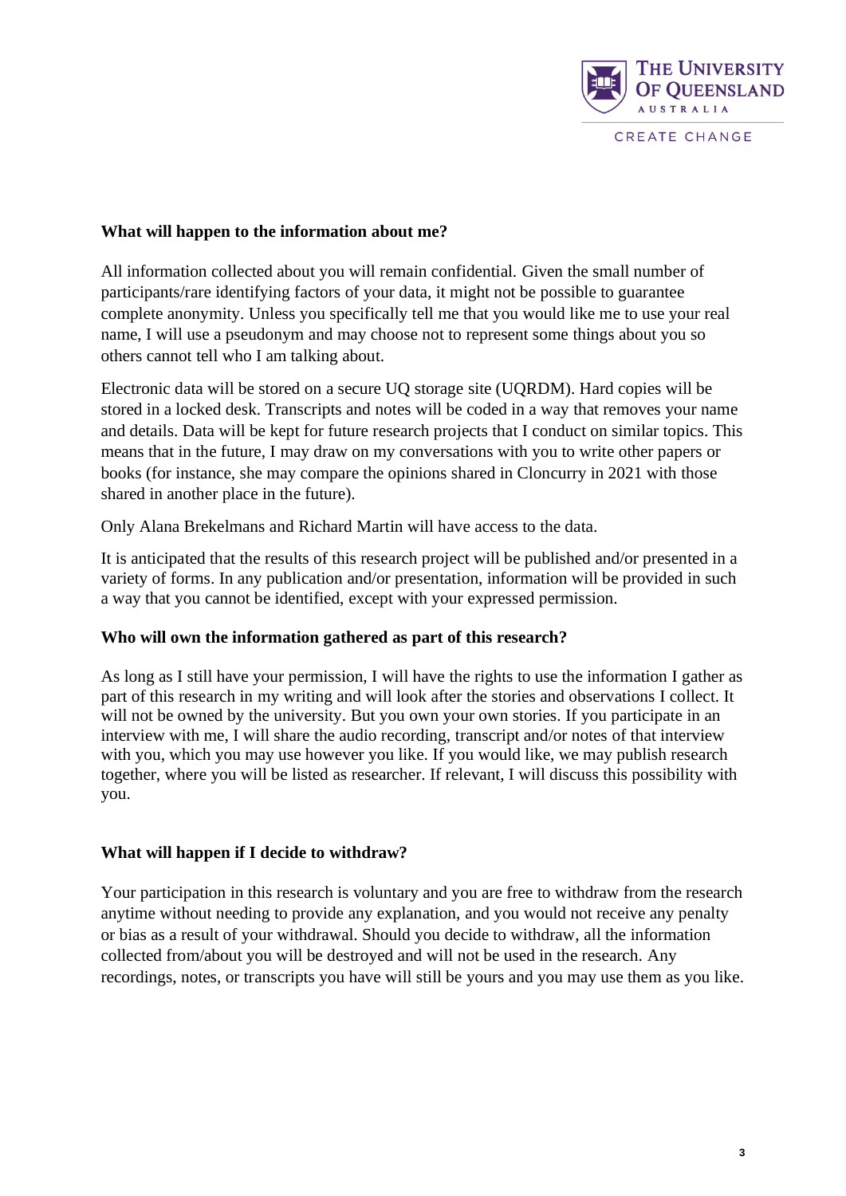**What will happen to the information about me?**

All information collected about you will remain confidential. Given the small number of participants/rare identifying factors of your data, it might not be possible to guarantee complete anonymity. Unless you specifically tell me that you would like me to use your real name, I will use a pseudonym and may choose not to represent some things about you so others cannot tell who I am talking about.

Electronic data will be stored on a secure UQ storage site (UQRDM). Hard copies will be stored in a locked desk. Transcripts and notes will be coded in a way that removes your name and details. Data will be kept for future research projects that I conduct on similar topics. This means that in the future, I may draw on my conversations with you to write other papers or books (for instance, she may compare the opinions shared in Cloncurry in 2021 with those shared in another place in the future).

Only Alana Brekelmans and Richard Martin will have access to the data.

It is anticipated that the results of this research project will be published and/or presented in a variety of forms. In any publication and/or presentation, information will be provided in such a way that you cannot be identified, except with your expressed permission.

**Who will own the information gathered as part of this research?**

As long as I still have your permission, I will have the rights to use the information I gather as part of this research in my writing and will look after the stories and observations I collect. It will not be owned by the university. But you own your own stories. If you participate in an interview with me, I will share the audio recording, transcript and/or notes of that interview with you, which you may use however you like. If you would like, we may publish research together, where you will be listed as researcher. If relevant, I will discuss this possibility with you.

**What will happen if I decide to withdraw?**

Your participation in this research is voluntary and you are free to withdraw from the research anytime without needing to provide any explanation, and you would not receive any penalty or bias as a result of your withdrawal. Should you decide to withdraw, all the information collected from/about you will be destroyed and will not be used in the research. Any recordings, notes, or transcripts you have will still be yours and you may use them as you like.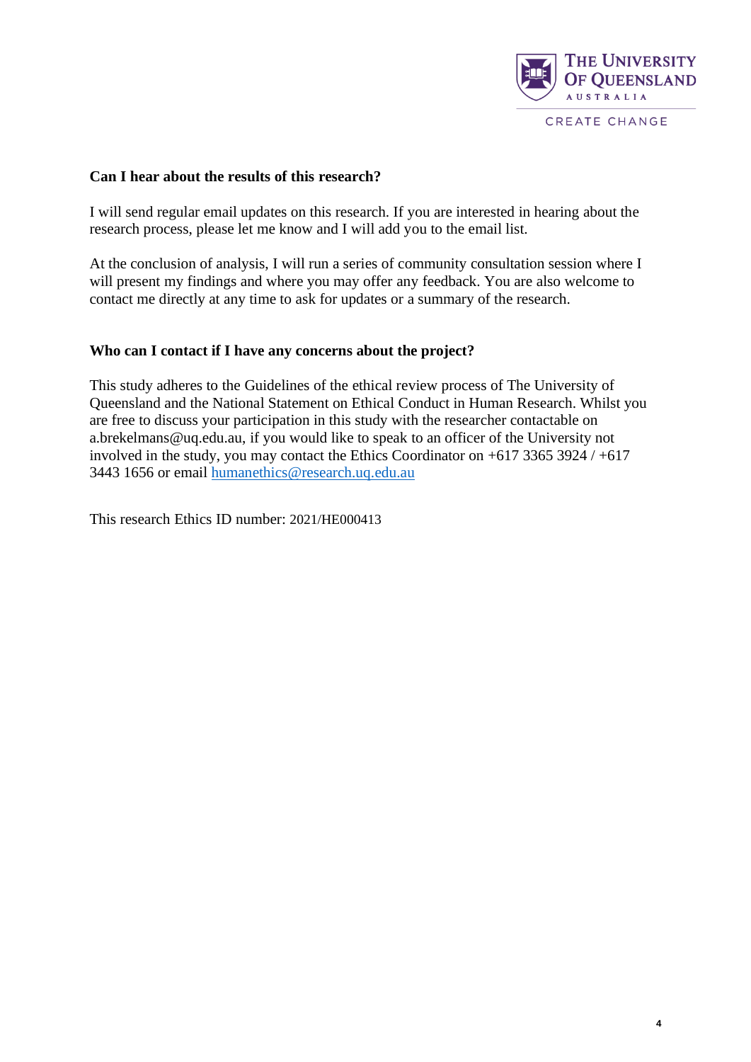### Can I hear about the results of this research?

I will send regular email updates on this research. If you are interested in hearing about the research process, please let me know and I will add you to the email list.

At the conclusion of analysis, I will run a series of community consultation session where I will present my findings and where you may offer any feedback. You are also welcome to contact me directly at any time to ask for updates or a summary of the research.

### Who can I contact if I have any concerns about the project?

This study adheres to the Guidelines of the ethical review process of The University of Queensland and the National Statement on Ethical Conduct in Human Research. Whilst you are free to discuss your participation in this study with the researcher contactable on a.brekelmans@uq.edu.au, if you would like to speak to an officer of the University not involved in the study, you may contact the Ethics Coordinator on +617 3365 3924 / +617 3443 1656 or email humanethics@research.uq.edu.au

This research Ethics ID number: 2021/HE000413